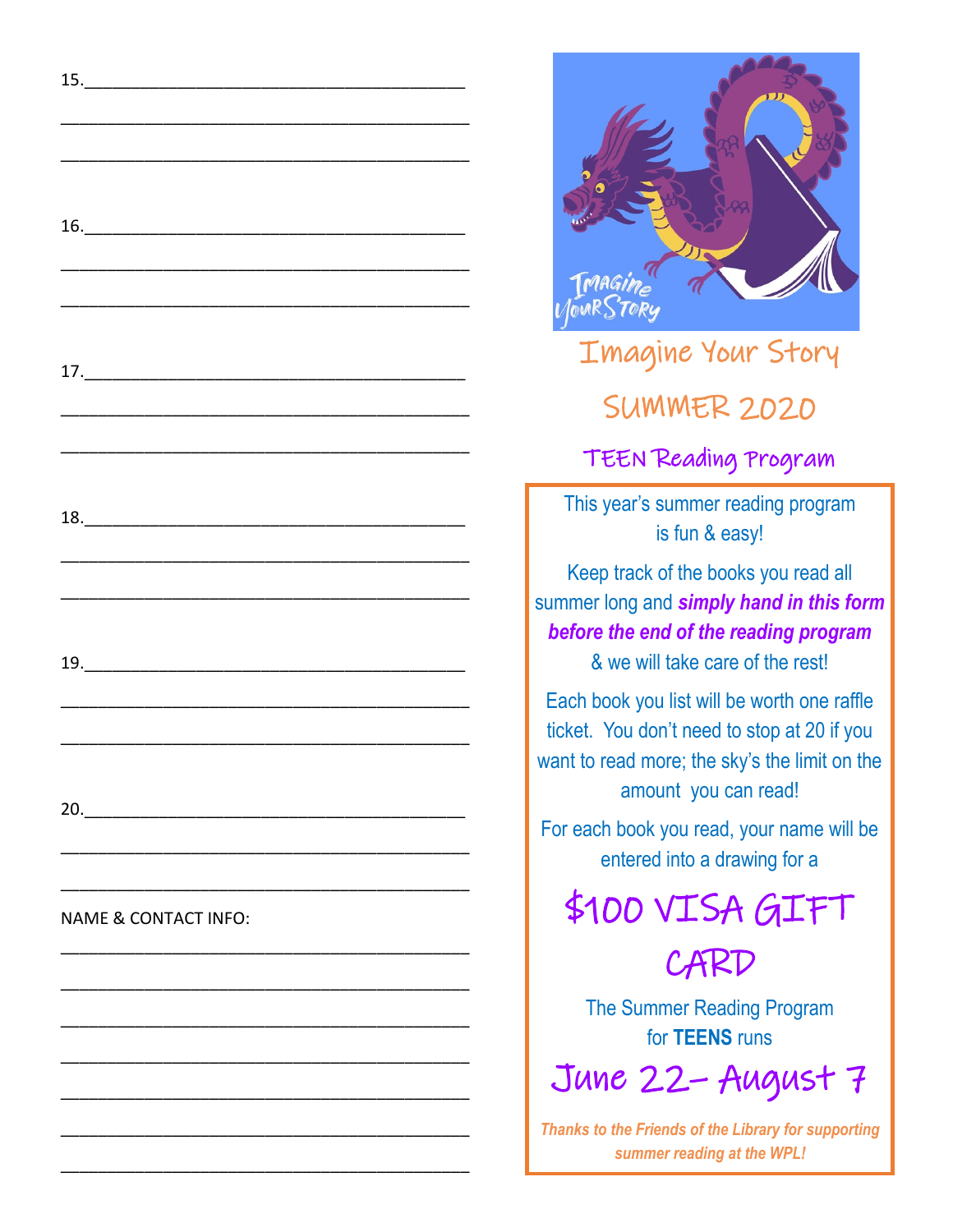15.\_\_\_\_\_\_\_\_\_\_\_\_\_\_\_\_\_\_\_\_\_\_\_\_\_\_\_\_\_\_\_\_\_\_\_\_\_\_\_\_

\_\_\_\_\_\_\_\_\_\_\_\_\_\_\_\_\_\_\_\_\_\_\_\_\_\_\_\_\_\_\_\_\_\_\_\_\_\_\_\_\_\_

\_\_\_\_\_\_\_\_\_\_\_\_\_\_\_\_\_\_\_\_\_\_\_\_\_\_\_\_\_\_\_\_\_\_\_\_\_\_\_\_\_\_

16.\_\_\_\_\_\_\_\_\_\_\_\_\_\_\_\_\_\_\_\_\_\_\_\_\_\_\_\_\_\_\_\_\_\_\_\_\_\_\_\_

\_\_\_\_\_\_\_\_\_\_\_\_\_\_\_\_\_\_\_\_\_\_\_\_\_\_\_\_\_\_\_\_\_\_\_\_\_\_\_\_\_\_

\_\_\_\_\_\_\_\_\_\_\_\_\_\_\_\_\_\_\_\_\_\_\_\_\_\_\_\_\_\_\_\_\_\_\_\_\_\_\_\_\_\_

17.\_\_\_\_\_\_\_\_\_\_\_\_\_\_\_\_\_\_\_\_\_\_\_\_\_\_\_\_\_\_\_\_\_\_\_\_\_\_\_\_

\_\_\_\_\_\_\_\_\_\_\_\_\_\_\_\_\_\_\_\_\_\_\_\_\_\_\_\_\_\_\_\_\_\_\_\_\_\_\_\_\_\_

\_\_\_\_\_\_\_\_\_\_\_\_\_\_\_\_\_\_\_\_\_\_\_\_\_\_\_\_\_\_\_\_\_\_\_\_\_\_\_\_\_\_

18.\_\_\_\_\_\_\_\_\_\_\_\_\_\_\_\_\_\_\_\_\_\_\_\_\_\_\_\_\_\_\_\_\_\_\_\_\_\_\_\_

\_\_\_\_\_\_\_\_\_\_\_\_\_\_\_\_\_\_\_\_\_\_\_\_\_\_\_\_\_\_\_\_\_\_\_\_\_\_\_\_\_\_

\_\_\_\_\_\_\_\_\_\_\_\_\_\_\_\_\_\_\_\_\_\_\_\_\_\_\_\_\_\_\_\_\_\_\_\_\_\_\_\_\_\_

19.\_\_\_\_\_\_\_\_\_\_\_\_\_\_\_\_\_\_\_\_\_\_\_\_\_\_\_\_\_\_\_\_\_\_\_\_\_\_\_\_

\_\_\_\_\_\_\_\_\_\_\_\_\_\_\_\_\_\_\_\_\_\_\_\_\_\_\_\_\_\_\_\_\_\_\_\_\_\_\_\_\_\_

\_\_\_\_\_\_\_\_\_\_\_\_\_\_\_\_\_\_\_\_\_\_\_\_\_\_\_\_\_\_\_\_\_\_\_\_\_\_\_\_\_\_

20.\_\_\_\_\_\_\_\_\_\_\_\_\_\_\_\_\_\_\_\_\_\_\_\_\_\_\_\_\_\_\_\_\_\_\_\_\_\_\_\_

\_\_\_\_\_\_\_\_\_\_\_\_\_\_\_\_\_\_\_\_\_\_\_\_\_\_\_\_\_\_\_\_\_\_\_\_\_\_\_\_\_\_

\_\_\_\_\_\_\_\_\_\_\_\_\_\_\_\_\_\_\_\_\_\_\_\_\_\_\_\_\_\_\_\_\_\_\_\_\_\_\_\_\_\_

NAME & CONTACT INFO:

\_\_\_\_\_\_\_\_\_\_\_\_\_\_\_\_\_\_\_\_\_\_\_\_\_\_\_\_\_\_\_\_\_\_\_\_\_\_\_\_\_\_

\_\_\_\_\_\_\_\_\_\_\_\_\_\_\_\_\_\_\_\_\_\_\_\_\_\_\_\_\_\_\_\_\_\_\_\_\_\_\_\_\_\_

\_\_\_\_\_\_\_\_\_\_\_\_\_\_\_\_\_\_\_\_\_\_\_\_\_\_\_\_\_\_\_\_\_\_\_\_\_\_\_\_\_\_

\_\_\_\_\_\_\_\_\_\_\_\_\_\_\_\_\_\_\_\_\_\_\_\_\_\_\_\_\_\_\_\_\_\_\_\_\_\_\_\_\_\_

\_\_\_\_\_\_\_\_\_\_\_\_\_\_\_\_\_\_\_\_\_\_\_\_\_\_\_\_\_\_\_\_\_\_\_\_\_\_\_\_\_\_

\_\_\_\_\_\_\_\_\_\_\_\_\_\_\_\_\_\_\_\_\_\_\_\_\_\_\_\_\_\_\_\_\_\_\_\_\_\_\_\_\_\_

\_\_\_\_\_\_\_\_\_\_\_\_\_\_\_\_\_\_\_\_\_\_\_\_\_\_\_\_\_\_\_\_\_\_\_\_\_\_\_\_\_\_

# Imagine Your Story

## SUMMER 2020

### TEEN Reading Program

This year's summer reading program is fun & easy!

Keep track of the books you read all summer long and ***simply hand in this form before the end of the reading program*** & we will take care of the rest!

Each book you list will be worth one raffle ticket. You don't need to stop at 20 if you want to read more; the sky's the limit on the amount you can read!

For each book you read, your name will be entered into a drawing for a

## $100 VISA GIFT CARD

The Summer Reading Program for **TEENS** runs

## June 22- August 7

***Thanks to the Friends of the Library for supporting summer reading at the WPL!***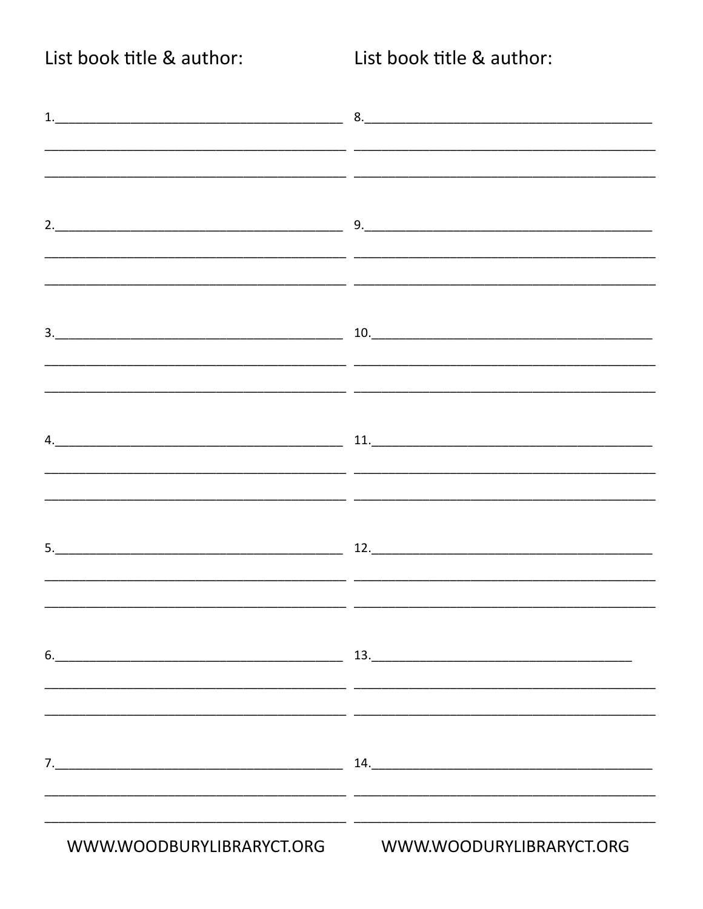List book title & author:

1.\_\_\_\_\_\_\_\_\_\_\_\_\_\_\_\_\_\_\_\_\_\_\_\_\_\_\_\_\_\_\_\_\_\_\_\_\_\_\_\_

2.\_\_\_\_\_\_\_\_\_\_\_\_\_\_\_\_\_\_\_\_\_\_\_\_\_\_\_\_\_\_\_\_\_\_\_\_\_\_\_\_

3.\_\_\_\_\_\_\_\_\_\_\_\_\_\_\_\_\_\_\_\_\_\_\_\_\_\_\_\_\_\_\_\_\_\_\_\_\_\_\_\_

4.\_\_\_\_\_\_\_\_\_\_\_\_\_\_\_\_\_\_\_\_\_\_\_\_\_\_\_\_\_\_\_\_\_\_\_\_\_\_\_\_

5.\_\_\_\_\_\_\_\_\_\_\_\_\_\_\_\_\_\_\_\_\_\_\_\_\_\_\_\_\_\_\_\_\_\_\_\_\_\_\_\_

6.\_\_\_\_\_\_\_\_\_\_\_\_\_\_\_\_\_\_\_\_\_\_\_\_\_\_\_\_\_\_\_\_\_\_\_\_\_\_\_\_

7.\_\_\_\_\_\_\_\_\_\_\_\_\_\_\_\_\_\_\_\_\_\_\_\_\_\_\_\_\_\_\_\_\_\_\_\_\_\_\_\_

WWW.WOODBURYLIBRARYCT.ORG

List book title & author:

8.\_\_\_\_\_\_\_\_\_\_\_\_\_\_\_\_\_\_\_\_\_\_\_\_\_\_\_\_\_\_\_\_\_\_\_\_\_\_\_\_

9.\_\_\_\_\_\_\_\_\_\_\_\_\_\_\_\_\_\_\_\_\_\_\_\_\_\_\_\_\_\_\_\_\_\_\_\_\_\_\_\_

10.\_\_\_\_\_\_\_\_\_\_\_\_\_\_\_\_\_\_\_\_\_\_\_\_\_\_\_\_\_\_\_\_\_\_\_\_\_\_\_

11.\_\_\_\_\_\_\_\_\_\_\_\_\_\_\_\_\_\_\_\_\_\_\_\_\_\_\_\_\_\_\_\_\_\_\_\_\_\_\_

12.\_\_\_\_\_\_\_\_\_\_\_\_\_\_\_\_\_\_\_\_\_\_\_\_\_\_\_\_\_\_\_\_\_\_\_\_\_\_\_

13.\_\_\_\_\_\_\_\_\_\_\_\_\_\_\_\_\_\_\_\_\_\_\_\_\_\_\_\_\_\_\_\_\_\_\_\_\_\_\_

14.\_\_\_\_\_\_\_\_\_\_\_\_\_\_\_\_\_\_\_\_\_\_\_\_\_\_\_\_\_\_\_\_\_\_\_\_\_\_\_

WWW.WOODURYLIBRARYCT.ORG